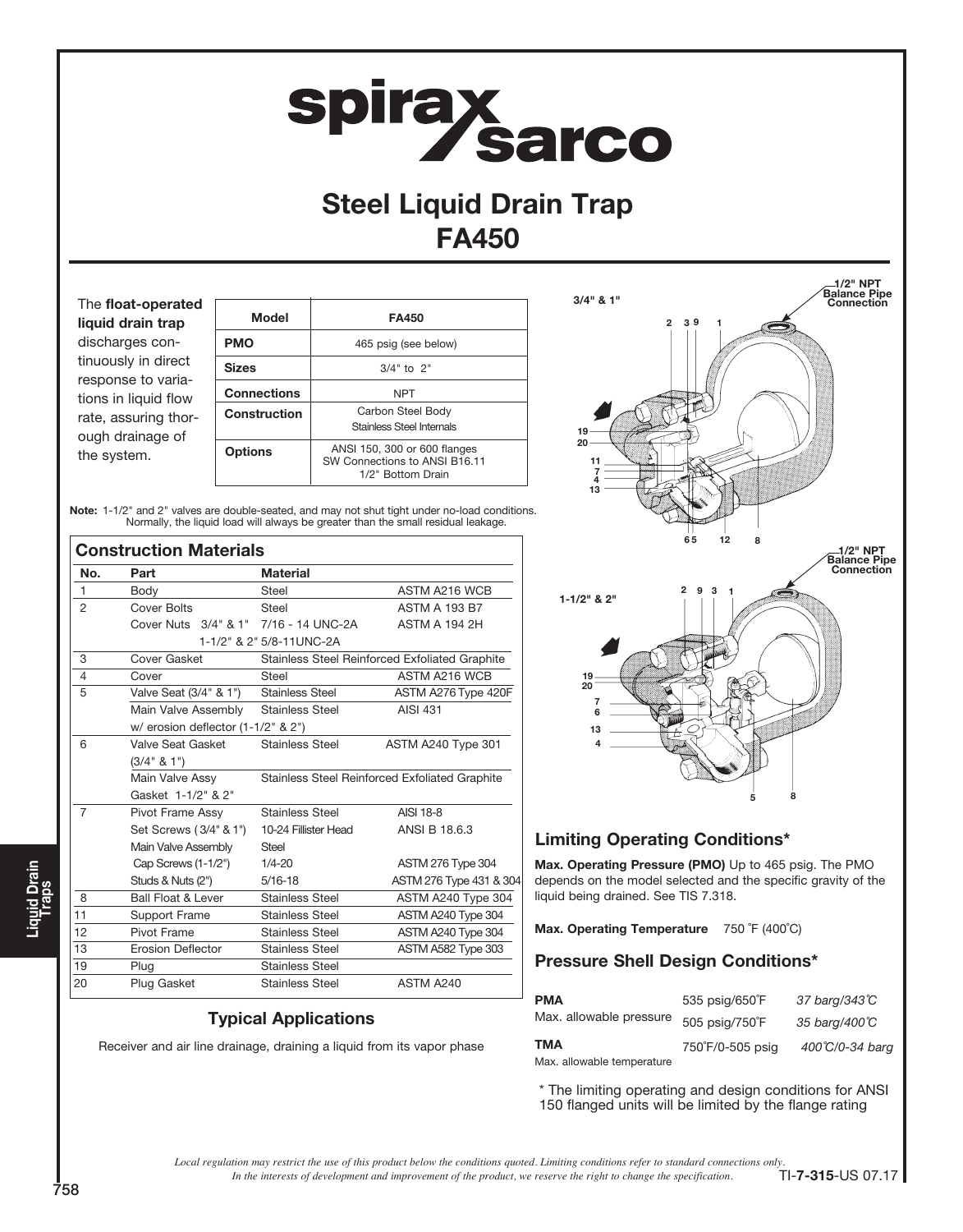# Steel Liquid Drain Trap
# FA450

The **float-operated liquid drain trap** discharges continuously in direct response to variations in liquid flow rate, assuring thorough drainage of the system.

| Model | FA450 |
|---|---|
| PMO | 465 psig (see below) |
| Sizes | 3/4" to 2" |
| Connections | NPT |
| Construction | Carbon Steel Body<br>Stainless Steel Internals |
| Options | ANSI 150, 300 or 600 flanges<br>SW Connections to ANSI B16.11<br>1/2" Bottom Drain |

**Note:** 1-1/2" and 2" valves are double-seated, and may not shut tight under no-load conditions. Normally, the liquid load will always be greater than the small residual leakage.

3/4" & 1"

1/2" NPT Balance Pipe Connection

1-1/2" & 2"

1/2" NPT Balance Pipe Connection

## Construction Materials

| No. | Part | Material | |
|---|---|---|---|
| 1 | Body | Steel | ASTM A216 WCB |
| 2 | Cover Bolts | Steel | ASTM A 193 B7 |
| | Cover Nuts 3/4" & 1" | 7/16 - 14 UNC-2A | ASTM A 194 2H |
| | 1-1/2" & 2" | 5/8-11UNC-2A | |
| 3 | Cover Gasket | Stainless Steel Reinforced Exfoliated Graphite | |
| 4 | Cover | Steel | ASTM A216 WCB |
| 5 | Valve Seat (3/4" & 1") | Stainless Steel | ASTM A276 Type 420F |
| | Main Valve Assembly w/ erosion deflector (1-1/2" & 2") | Stainless Steel | AISI 431 |
| 6 | Valve Seat Gasket (3/4" & 1") | Stainless Steel | ASTM A240 Type 301 |
| | Main Valve Assy Gasket 1-1/2" & 2" | Stainless Steel Reinforced Exfoliated Graphite | |
| 7 | Pivot Frame Assy | Stainless Steel | AISI 18-8 |
| | Set Screws ( 3/4" & 1") | 10-24 Fillister Head | ANSI B 18.6.3 |
| | Main Valve Assembly Cap Screws (1-1/2") | Steel<br>1/4-20 | ASTM 276 Type 304 |
| | Studs & Nuts (2") | 5/16-18 | ASTM 276 Type 431 & 304 |
| 8 | Ball Float & Lever | Stainless Steel | ASTM A240 Type 304 |
| 11 | Support Frame | Stainless Steel | ASTM A240 Type 304 |
| 12 | Pivot Frame | Stainless Steel | ASTM A240 Type 304 |
| 13 | Erosion Deflector | Stainless Steel | ASTM A582 Type 303 |
| 19 | Plug | Stainless Steel | |
| 20 | Plug Gasket | Stainless Steel | ASTM A240 |

## Typical Applications

Receiver and air line drainage, draining a liquid from its vapor phase

## Limiting Operating Conditions*

**Max. Operating Pressure (PMO)** Up to 465 psig. The PMO depends on the model selected and the specific gravity of the liquid being drained. See TIS 7.318.

**Max. Operating Temperature** 750 °F (400°C)

## Pressure Shell Design Conditions*

| | | |
|---|---|---|
| **PMA**<br>Max. allowable pressure | 535 psig/650°F | *37 barg/343°C* |
| | 505 psig/750°F | *35 barg/400°C* |
| **TMA**<br>Max. allowable temperature | 750°F/0-505 psig | *400°C/0-34 barg* |

\* The limiting operating and design conditions for ANSI 150 flanged units will be limited by the flange rating

*Local regulation may restrict the use of this product below the conditions quoted. Limiting conditions refer to standard connections only. In the interests of development and improvement of the product, we reserve the right to change the specification.*

TI-7-315-US 07.17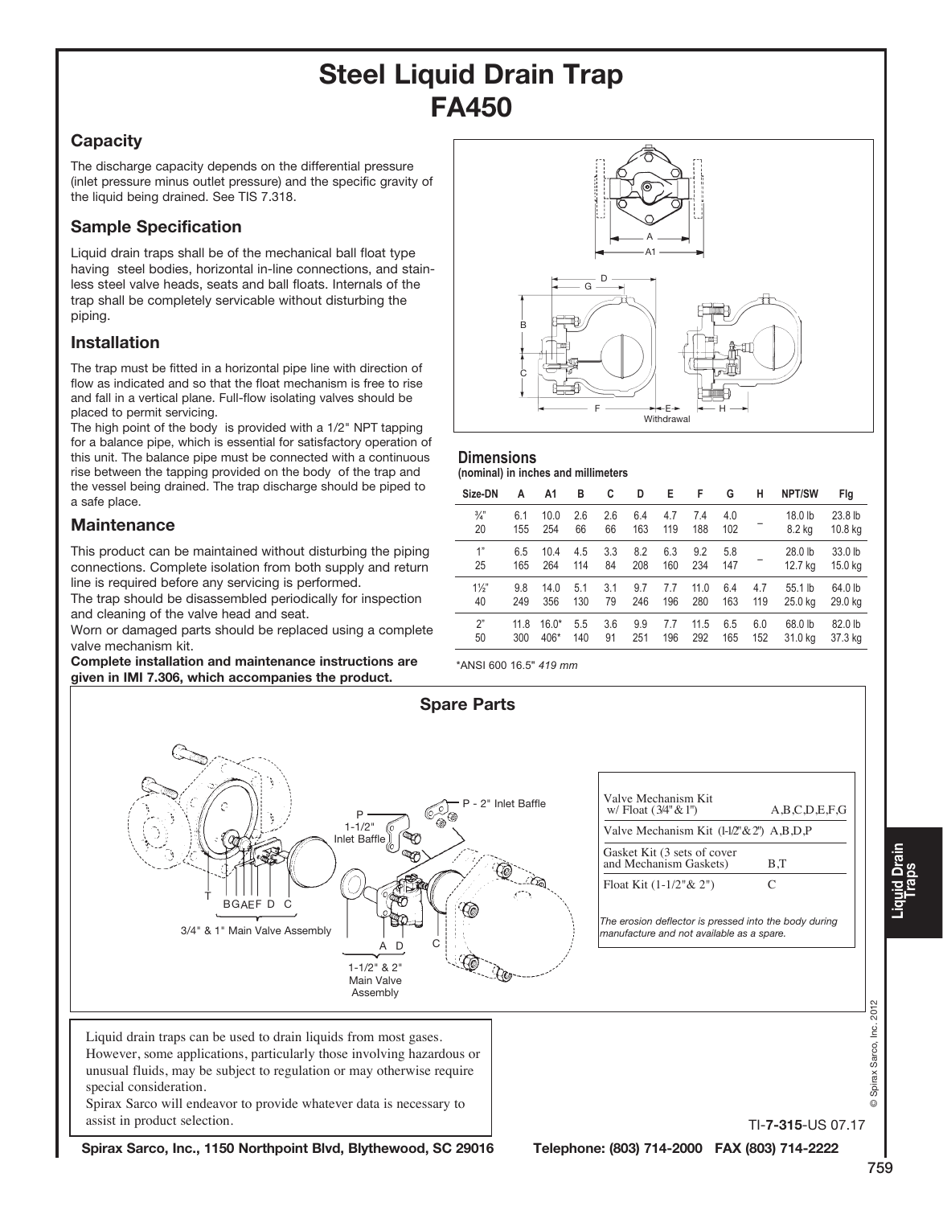# Steel Liquid Drain Trap FA450

## Capacity

The discharge capacity depends on the differential pressure (inlet pressure minus outlet pressure) and the specific gravity of the liquid being drained. See TIS 7.318.

## Sample Specification

Liquid drain traps shall be of the mechanical ball float type having steel bodies, horizontal in-line connections, and stainless steel valve heads, seats and ball floats. Internals of the trap shall be completely servicable without disturbing the piping.

## Installation

The trap must be fitted in a horizontal pipe line with direction of flow as indicated and so that the float mechanism is free to rise and fall in a vertical plane. Full-flow isolating valves should be placed to permit servicing.

The high point of the body is provided with a 1/2" NPT tapping for a balance pipe, which is essential for satisfactory operation of this unit. The balance pipe must be connected with a continuous rise between the tapping provided on the body of the trap and the vessel being drained. The trap discharge should be piped to a safe place.

## Maintenance

This product can be maintained without disturbing the piping connections. Complete isolation from both supply and return line is required before any servicing is performed.

The trap should be disassembled periodically for inspection and cleaning of the valve head and seat.

Worn or damaged parts should be replaced using a complete valve mechanism kit.

**Complete installation and maintenance instructions are given in IMI 7.306, which accompanies the product.**

A
A1
D
G
B
C
F
E
Withdrawal
H

## Dimensions

**(nominal) in inches and millimeters**

| Size-DN | A | A1 | B | C | D | E | F | G | H | NPT/SW | Flg |
|---|---|---|---|---|---|---|---|---|---|---|---|
| ¾" | 6.1 | 10.0 | 2.6 | 2.6 | 6.4 | 4.7 | 7.4 | 4.0 | – | 18.0 lb | 23.8 lb |
| 20 | 155 | 254 | 66 | 66 | 163 | 119 | 188 | 102 | | 8.2 kg | 10.8 kg |
| 1" | 6.5 | 10.4 | 4.5 | 3.3 | 8.2 | 6.3 | 9.2 | 5.8 | – | 28.0 lb | 33.0 lb |
| 25 | 165 | 264 | 114 | 84 | 208 | 160 | 234 | 147 | | 12.7 kg | 15.0 kg |
| 1½" | 9.8 | 14.0 | 5.1 | 3.1 | 9.7 | 7.7 | 11.0 | 6.4 | 4.7 | 55.1 lb | 64.0 lb |
| 40 | 249 | 356 | 130 | 79 | 246 | 196 | 280 | 163 | 119 | 25.0 kg | 29.0 kg |
| 2" | 11.8 | 16.0* | 5.5 | 3.6 | 9.9 | 7.7 | 11.5 | 6.5 | 6.0 | 68.0 lb | 82.0 lb |
| 50 | 300 | 406* | 140 | 91 | 251 | 196 | 292 | 165 | 152 | 31.0 kg | 37.3 kg |

*ANSI 600 16.5" *419 mm*

## Spare Parts

P
1-1/2" Inlet Baffle
P - 2" Inlet Baffle
T
B G A E F D C
3/4" & 1" Main Valve Assembly
A D
C
1-1/2" & 2" Main Valve Assembly

| | |
|---|---|
| Valve Mechanism Kit w/ Float (3/4" & 1") | A,B,C,D,E,F,G |
| Valve Mechanism Kit (1-1/2" & 2") | A,B,D,P |
| Gasket Kit (3 sets of cover and Mechanism Gaskets) | B,T |
| Float Kit (1-1/2" & 2") | C |

*The erosion deflector is pressed into the body during manufacture and not available as a spare.*

Liquid drain traps can be used to drain liquids from most gases. However, some applications, particularly those involving hazardous or unusual fluids, may be subject to regulation or may otherwise require special consideration.

Spirax Sarco will endeavor to provide whatever data is necessary to assist in product selection.

Liquid Drain Traps

© Spirax Sarco, Inc. 2012

TI-7-315-US 07.17

Spirax Sarco, Inc., 1150 Northpoint Blvd, Blythewood, SC 29016 Telephone: (803) 714-2000 FAX (803) 714-2222